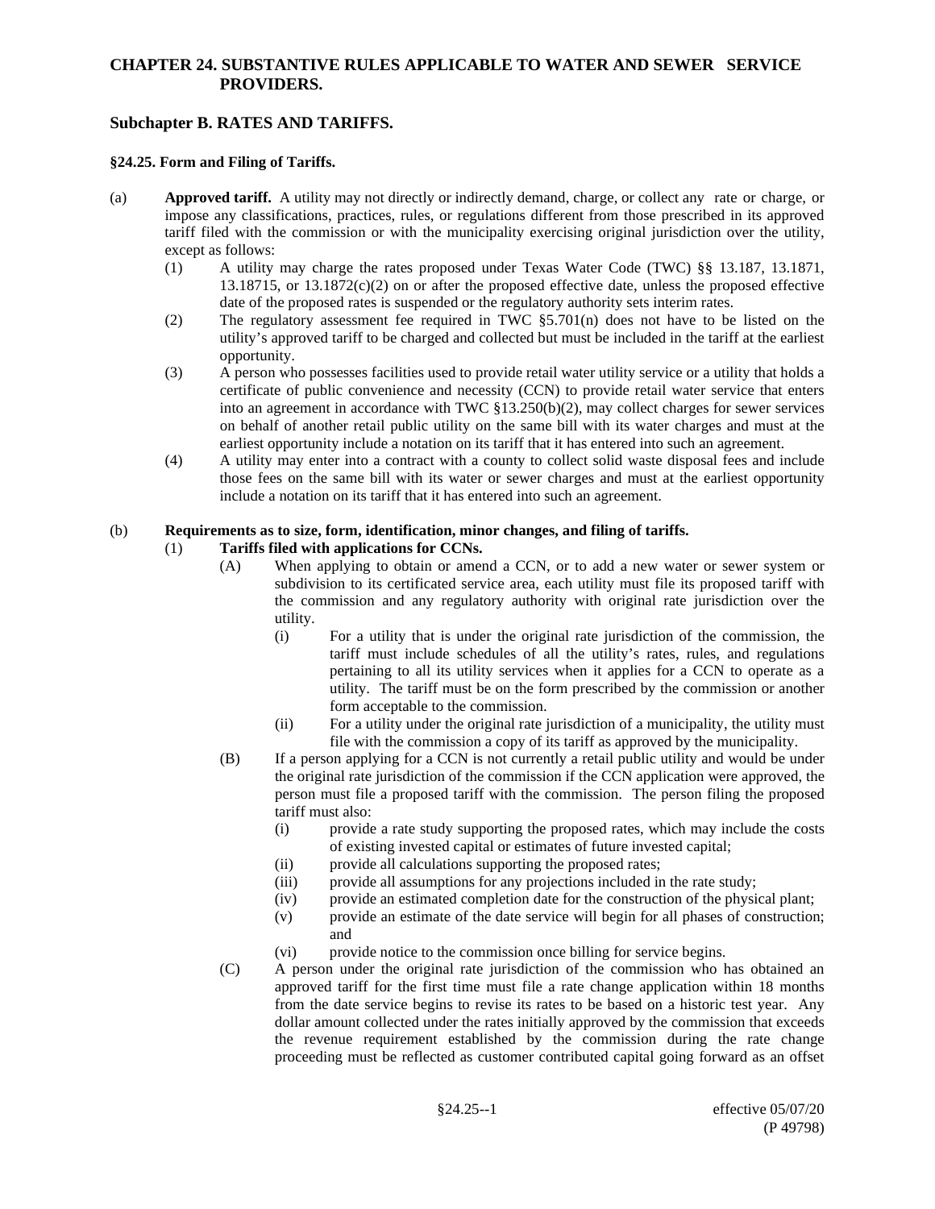# CHAPTER 24. SUBSTANTIVE RULES APPLICABLE TO WATER AND SEWER SERVICE PROVIDERS.

## Subchapter B. RATES AND TARIFFS.

### §24.25. Form and Filing of Tariffs.

(a) **Approved tariff.** A utility may not directly or indirectly demand, charge, or collect any rate or charge, or impose any classifications, practices, rules, or regulations different from those prescribed in its approved tariff filed with the commission or with the municipality exercising original jurisdiction over the utility, except as follows:

(1) A utility may charge the rates proposed under Texas Water Code (TWC) §§ 13.187, 13.1871, 13.18715, or 13.1872(c)(2) on or after the proposed effective date, unless the proposed effective date of the proposed rates is suspended or the regulatory authority sets interim rates.

(2) The regulatory assessment fee required in TWC §5.701(n) does not have to be listed on the utility's approved tariff to be charged and collected but must be included in the tariff at the earliest opportunity.

(3) A person who possesses facilities used to provide retail water utility service or a utility that holds a certificate of public convenience and necessity (CCN) to provide retail water service that enters into an agreement in accordance with TWC §13.250(b)(2), may collect charges for sewer services on behalf of another retail public utility on the same bill with its water charges and must at the earliest opportunity include a notation on its tariff that it has entered into such an agreement.

(4) A utility may enter into a contract with a county to collect solid waste disposal fees and include those fees on the same bill with its water or sewer charges and must at the earliest opportunity include a notation on its tariff that it has entered into such an agreement.

(b) **Requirements as to size, form, identification, minor changes, and filing of tariffs.**

(1) **Tariffs filed with applications for CCNs.**

(A) When applying to obtain or amend a CCN, or to add a new water or sewer system or subdivision to its certificated service area, each utility must file its proposed tariff with the commission and any regulatory authority with original rate jurisdiction over the utility.

(i) For a utility that is under the original rate jurisdiction of the commission, the tariff must include schedules of all the utility's rates, rules, and regulations pertaining to all its utility services when it applies for a CCN to operate as a utility. The tariff must be on the form prescribed by the commission or another form acceptable to the commission.

(ii) For a utility under the original rate jurisdiction of a municipality, the utility must file with the commission a copy of its tariff as approved by the municipality.

(B) If a person applying for a CCN is not currently a retail public utility and would be under the original rate jurisdiction of the commission if the CCN application were approved, the person must file a proposed tariff with the commission. The person filing the proposed tariff must also:

(i) provide a rate study supporting the proposed rates, which may include the costs of existing invested capital or estimates of future invested capital;

(ii) provide all calculations supporting the proposed rates;

(iii) provide all assumptions for any projections included in the rate study;

(iv) provide an estimated completion date for the construction of the physical plant;

(v) provide an estimate of the date service will begin for all phases of construction; and

(vi) provide notice to the commission once billing for service begins.

(C) A person under the original rate jurisdiction of the commission who has obtained an approved tariff for the first time must file a rate change application within 18 months from the date service begins to revise its rates to be based on a historic test year. Any dollar amount collected under the rates initially approved by the commission that exceeds the revenue requirement established by the commission during the rate change proceeding must be reflected as customer contributed capital going forward as an offset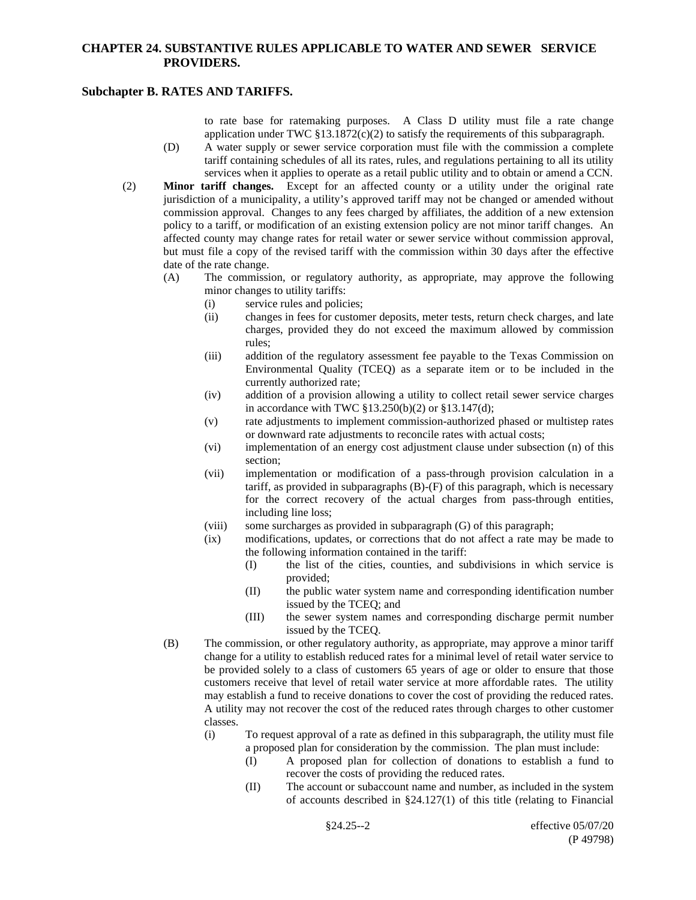to rate base for ratemaking purposes. A Class D utility must file a rate change application under TWC §13.1872(c)(2) to satisfy the requirements of this subparagraph.

(D) A water supply or sewer service corporation must file with the commission a complete tariff containing schedules of all its rates, rules, and regulations pertaining to all its utility services when it applies to operate as a retail public utility and to obtain or amend a CCN.

(2) **Minor tariff changes.** Except for an affected county or a utility under the original rate jurisdiction of a municipality, a utility's approved tariff may not be changed or amended without commission approval. Changes to any fees charged by affiliates, the addition of a new extension policy to a tariff, or modification of an existing extension policy are not minor tariff changes. An affected county may change rates for retail water or sewer service without commission approval, but must file a copy of the revised tariff with the commission within 30 days after the effective date of the rate change.

(A) The commission, or regulatory authority, as appropriate, may approve the following minor changes to utility tariffs:

(i) service rules and policies;

(ii) changes in fees for customer deposits, meter tests, return check charges, and late charges, provided they do not exceed the maximum allowed by commission rules;

(iii) addition of the regulatory assessment fee payable to the Texas Commission on Environmental Quality (TCEQ) as a separate item or to be included in the currently authorized rate;

(iv) addition of a provision allowing a utility to collect retail sewer service charges in accordance with TWC §13.250(b)(2) or §13.147(d);

(v) rate adjustments to implement commission-authorized phased or multistep rates or downward rate adjustments to reconcile rates with actual costs;

(vi) implementation of an energy cost adjustment clause under subsection (n) of this section;

(vii) implementation or modification of a pass-through provision calculation in a tariff, as provided in subparagraphs (B)-(F) of this paragraph, which is necessary for the correct recovery of the actual charges from pass-through entities, including line loss;

(viii) some surcharges as provided in subparagraph (G) of this paragraph;

(ix) modifications, updates, or corrections that do not affect a rate may be made to the following information contained in the tariff:

(I) the list of the cities, counties, and subdivisions in which service is provided;

(II) the public water system name and corresponding identification number issued by the TCEQ; and

(III) the sewer system names and corresponding discharge permit number issued by the TCEQ.

(B) The commission, or other regulatory authority, as appropriate, may approve a minor tariff change for a utility to establish reduced rates for a minimal level of retail water service to be provided solely to a class of customers 65 years of age or older to ensure that those customers receive that level of retail water service at more affordable rates. The utility may establish a fund to receive donations to cover the cost of providing the reduced rates. A utility may not recover the cost of the reduced rates through charges to other customer classes.

(i) To request approval of a rate as defined in this subparagraph, the utility must file a proposed plan for consideration by the commission. The plan must include:

(I) A proposed plan for collection of donations to establish a fund to recover the costs of providing the reduced rates.

(II) The account or subaccount name and number, as included in the system of accounts described in §24.127(1) of this title (relating to Financial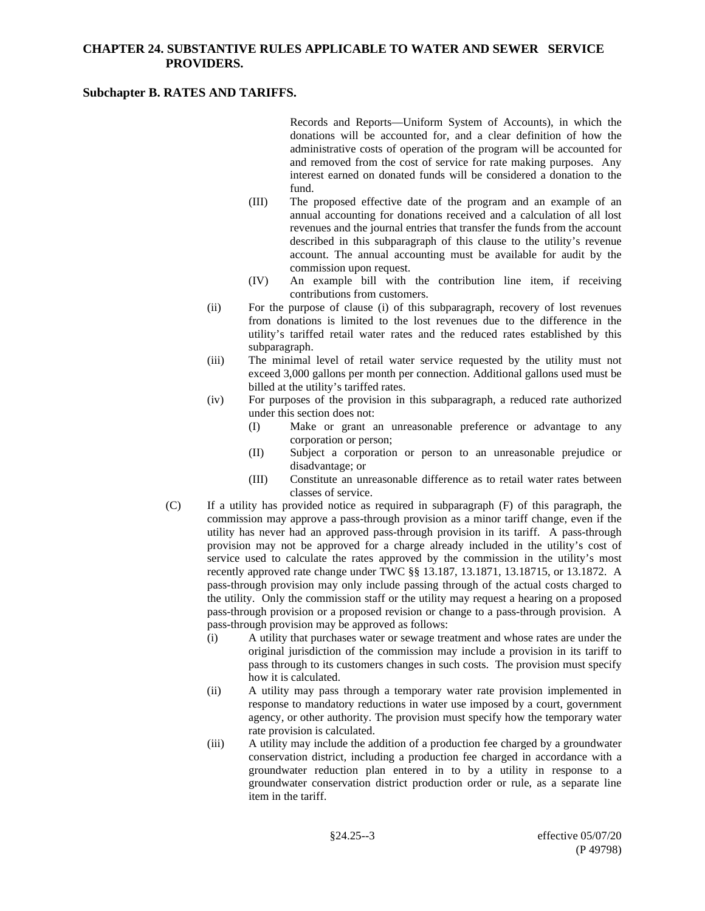Records and Reports—Uniform System of Accounts), in which the donations will be accounted for, and a clear definition of how the administrative costs of operation of the program will be accounted for and removed from the cost of service for rate making purposes. Any interest earned on donated funds will be considered a donation to the fund.

(III) The proposed effective date of the program and an example of an annual accounting for donations received and a calculation of all lost revenues and the journal entries that transfer the funds from the account described in this subparagraph of this clause to the utility's revenue account. The annual accounting must be available for audit by the commission upon request.

(IV) An example bill with the contribution line item, if receiving contributions from customers.

(ii) For the purpose of clause (i) of this subparagraph, recovery of lost revenues from donations is limited to the lost revenues due to the difference in the utility's tariffed retail water rates and the reduced rates established by this subparagraph.

(iii) The minimal level of retail water service requested by the utility must not exceed 3,000 gallons per month per connection. Additional gallons used must be billed at the utility's tariffed rates.

(iv) For purposes of the provision in this subparagraph, a reduced rate authorized under this section does not:

(I) Make or grant an unreasonable preference or advantage to any corporation or person;

(II) Subject a corporation or person to an unreasonable prejudice or disadvantage; or

(III) Constitute an unreasonable difference as to retail water rates between classes of service.

(C) If a utility has provided notice as required in subparagraph (F) of this paragraph, the commission may approve a pass-through provision as a minor tariff change, even if the utility has never had an approved pass-through provision in its tariff. A pass-through provision may not be approved for a charge already included in the utility's cost of service used to calculate the rates approved by the commission in the utility's most recently approved rate change under TWC §§ 13.187, 13.1871, 13.18715, or 13.1872. A pass-through provision may only include passing through of the actual costs charged to the utility. Only the commission staff or the utility may request a hearing on a proposed pass-through provision or a proposed revision or change to a pass-through provision. A pass-through provision may be approved as follows:

(i) A utility that purchases water or sewage treatment and whose rates are under the original jurisdiction of the commission may include a provision in its tariff to pass through to its customers changes in such costs. The provision must specify how it is calculated.

(ii) A utility may pass through a temporary water rate provision implemented in response to mandatory reductions in water use imposed by a court, government agency, or other authority. The provision must specify how the temporary water rate provision is calculated.

(iii) A utility may include the addition of a production fee charged by a groundwater conservation district, including a production fee charged in accordance with a groundwater reduction plan entered in to by a utility in response to a groundwater conservation district production order or rule, as a separate line item in the tariff.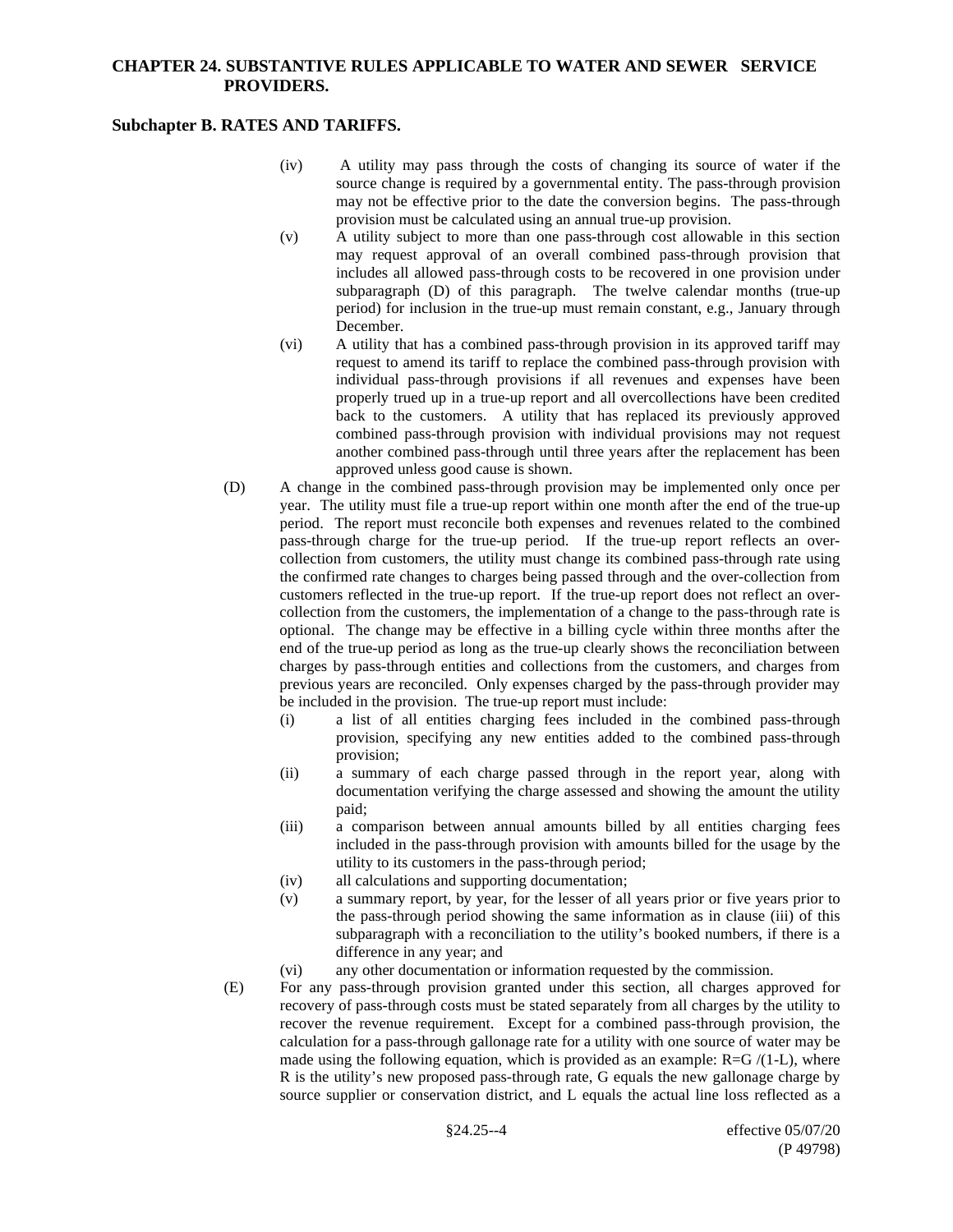(iv) A utility may pass through the costs of changing its source of water if the source change is required by a governmental entity. The pass-through provision may not be effective prior to the date the conversion begins. The pass-through provision must be calculated using an annual true-up provision.

(v) A utility subject to more than one pass-through cost allowable in this section may request approval of an overall combined pass-through provision that includes all allowed pass-through costs to be recovered in one provision under subparagraph (D) of this paragraph. The twelve calendar months (true-up period) for inclusion in the true-up must remain constant, e.g., January through December.

(vi) A utility that has a combined pass-through provision in its approved tariff may request to amend its tariff to replace the combined pass-through provision with individual pass-through provisions if all revenues and expenses have been properly trued up in a true-up report and all overcollections have been credited back to the customers. A utility that has replaced its previously approved combined pass-through provision with individual provisions may not request another combined pass-through until three years after the replacement has been approved unless good cause is shown.

(D) A change in the combined pass-through provision may be implemented only once per year. The utility must file a true-up report within one month after the end of the true-up period. The report must reconcile both expenses and revenues related to the combined pass-through charge for the true-up period. If the true-up report reflects an over-collection from customers, the utility must change its combined pass-through rate using the confirmed rate changes to charges being passed through and the over-collection from customers reflected in the true-up report. If the true-up report does not reflect an over-collection from the customers, the implementation of a change to the pass-through rate is optional. The change may be effective in a billing cycle within three months after the end of the true-up period as long as the true-up clearly shows the reconciliation between charges by pass-through entities and collections from the customers, and charges from previous years are reconciled. Only expenses charged by the pass-through provider may be included in the provision. The true-up report must include:

(i) a list of all entities charging fees included in the combined pass-through provision, specifying any new entities added to the combined pass-through provision;

(ii) a summary of each charge passed through in the report year, along with documentation verifying the charge assessed and showing the amount the utility paid;

(iii) a comparison between annual amounts billed by all entities charging fees included in the pass-through provision with amounts billed for the usage by the utility to its customers in the pass-through period;

(iv) all calculations and supporting documentation;

(v) a summary report, by year, for the lesser of all years prior or five years prior to the pass-through period showing the same information as in clause (iii) of this subparagraph with a reconciliation to the utility's booked numbers, if there is a difference in any year; and

(vi) any other documentation or information requested by the commission.

(E) For any pass-through provision granted under this section, all charges approved for recovery of pass-through costs must be stated separately from all charges by the utility to recover the revenue requirement. Except for a combined pass-through provision, the calculation for a pass-through gallonage rate for a utility with one source of water may be made using the following equation, which is provided as an example: $R=G/(1-L)$, where R is the utility's new proposed pass-through rate, G equals the new gallonage charge by source supplier or conservation district, and L equals the actual line loss reflected as a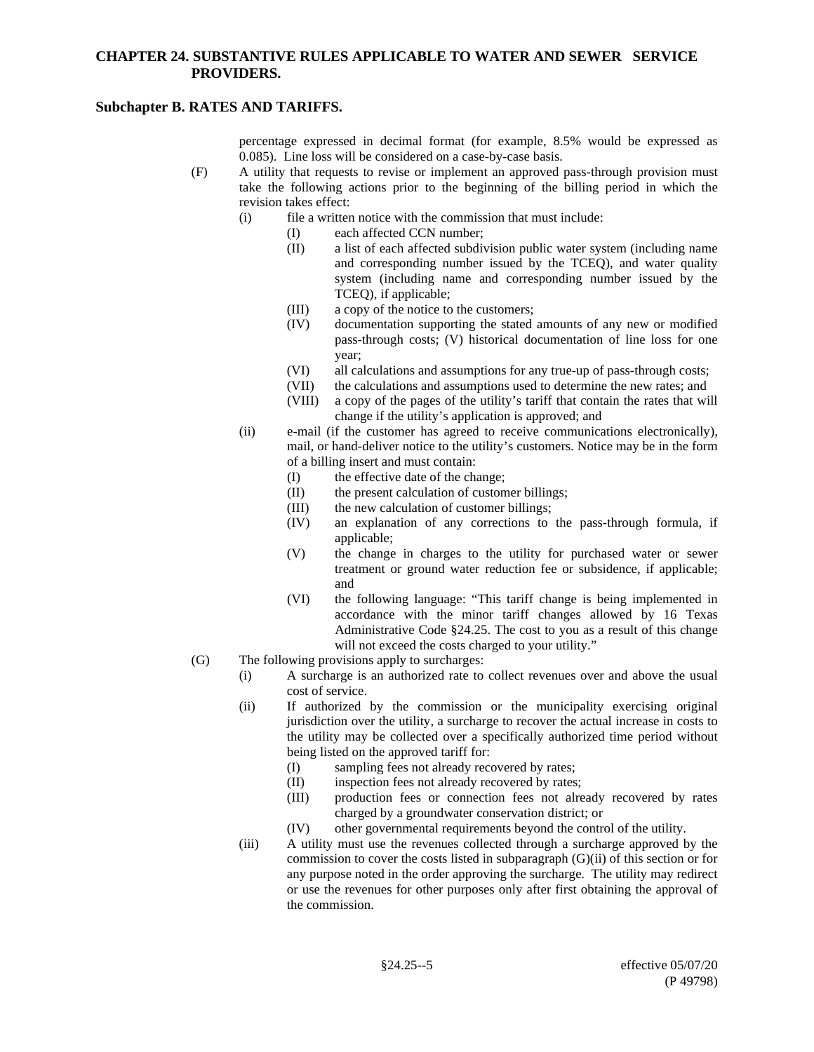percentage expressed in decimal format (for example, 8.5% would be expressed as 0.085). Line loss will be considered on a case-by-case basis.

(F) A utility that requests to revise or implement an approved pass-through provision must take the following actions prior to the beginning of the billing period in which the revision takes effect:

(i) file a written notice with the commission that must include:

(I) each affected CCN number;

(II) a list of each affected subdivision public water system (including name and corresponding number issued by the TCEQ), and water quality system (including name and corresponding number issued by the TCEQ), if applicable;

(III) a copy of the notice to the customers;

(IV) documentation supporting the stated amounts of any new or modified pass-through costs; (V) historical documentation of line loss for one year;

(VI) all calculations and assumptions for any true-up of pass-through costs;

(VII) the calculations and assumptions used to determine the new rates; and

(VIII) a copy of the pages of the utility's tariff that contain the rates that will change if the utility's application is approved; and

(ii) e-mail (if the customer has agreed to receive communications electronically), mail, or hand-deliver notice to the utility's customers. Notice may be in the form of a billing insert and must contain:

(I) the effective date of the change;

(II) the present calculation of customer billings;

(III) the new calculation of customer billings;

(IV) an explanation of any corrections to the pass-through formula, if applicable;

(V) the change in charges to the utility for purchased water or sewer treatment or ground water reduction fee or subsidence, if applicable; and

(VI) the following language: "This tariff change is being implemented in accordance with the minor tariff changes allowed by 16 Texas Administrative Code §24.25. The cost to you as a result of this change will not exceed the costs charged to your utility."

(G) The following provisions apply to surcharges:

(i) A surcharge is an authorized rate to collect revenues over and above the usual cost of service.

(ii) If authorized by the commission or the municipality exercising original jurisdiction over the utility, a surcharge to recover the actual increase in costs to the utility may be collected over a specifically authorized time period without being listed on the approved tariff for:

(I) sampling fees not already recovered by rates;

(II) inspection fees not already recovered by rates;

(III) production fees or connection fees not already recovered by rates charged by a groundwater conservation district; or

(IV) other governmental requirements beyond the control of the utility.

(iii) A utility must use the revenues collected through a surcharge approved by the commission to cover the costs listed in subparagraph (G)(ii) of this section or for any purpose noted in the order approving the surcharge. The utility may redirect or use the revenues for other purposes only after first obtaining the approval of the commission.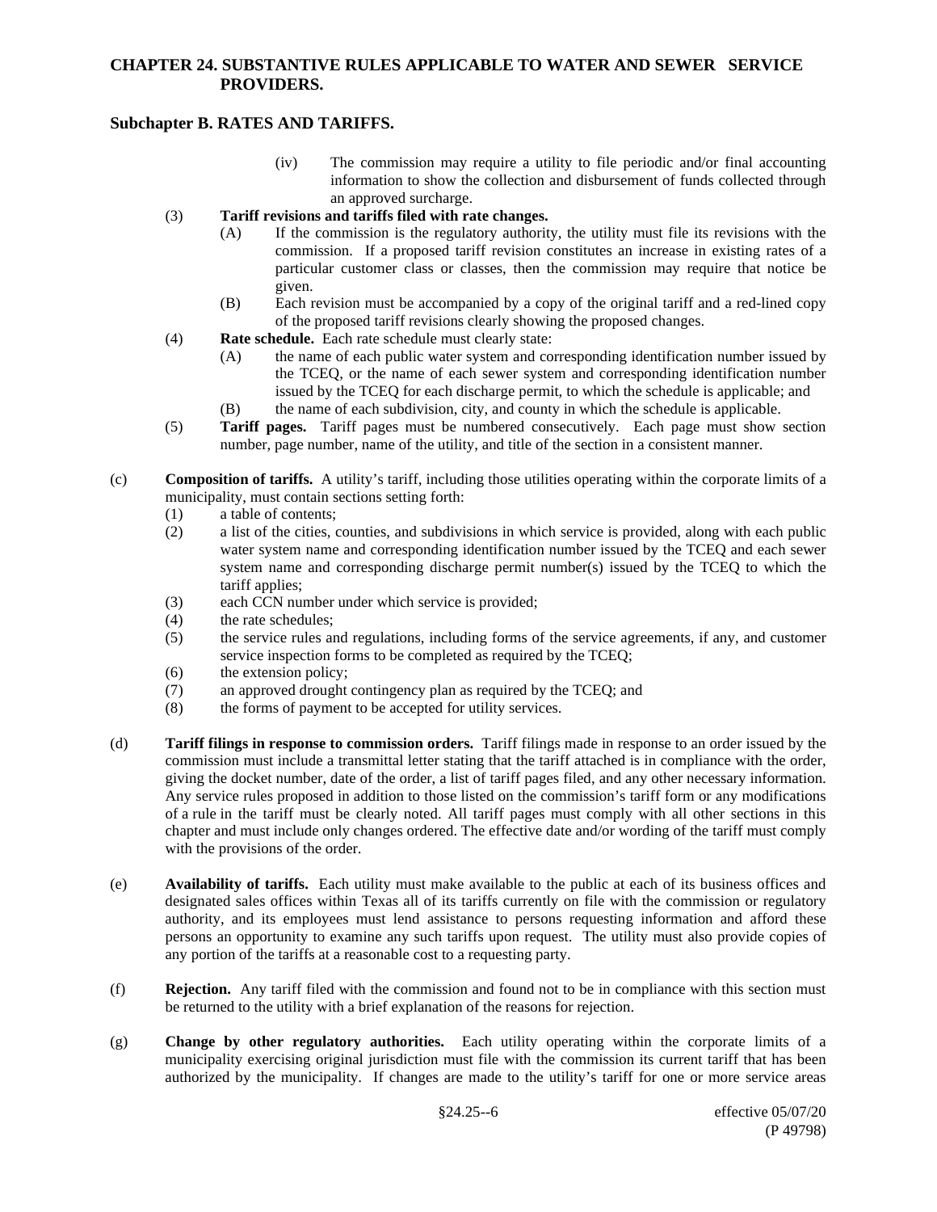(iv) The commission may require a utility to file periodic and/or final accounting information to show the collection and disbursement of funds collected through an approved surcharge.

(3) **Tariff revisions and tariffs filed with rate changes.**

(A) If the commission is the regulatory authority, the utility must file its revisions with the commission. If a proposed tariff revision constitutes an increase in existing rates of a particular customer class or classes, then the commission may require that notice be given.

(B) Each revision must be accompanied by a copy of the original tariff and a red-lined copy of the proposed tariff revisions clearly showing the proposed changes.

(4) **Rate schedule.** Each rate schedule must clearly state:

(A) the name of each public water system and corresponding identification number issued by the TCEQ, or the name of each sewer system and corresponding identification number issued by the TCEQ for each discharge permit, to which the schedule is applicable; and

(B) the name of each subdivision, city, and county in which the schedule is applicable.

(5) **Tariff pages.** Tariff pages must be numbered consecutively. Each page must show section number, page number, name of the utility, and title of the section in a consistent manner.

(c) **Composition of tariffs.** A utility's tariff, including those utilities operating within the corporate limits of a municipality, must contain sections setting forth:

(1) a table of contents;

(2) a list of the cities, counties, and subdivisions in which service is provided, along with each public water system name and corresponding identification number issued by the TCEQ and each sewer system name and corresponding discharge permit number(s) issued by the TCEQ to which the tariff applies;

(3) each CCN number under which service is provided;

(4) the rate schedules;

(5) the service rules and regulations, including forms of the service agreements, if any, and customer service inspection forms to be completed as required by the TCEQ;

(6) the extension policy;

(7) an approved drought contingency plan as required by the TCEQ; and

(8) the forms of payment to be accepted for utility services.

(d) **Tariff filings in response to commission orders.** Tariff filings made in response to an order issued by the commission must include a transmittal letter stating that the tariff attached is in compliance with the order, giving the docket number, date of the order, a list of tariff pages filed, and any other necessary information. Any service rules proposed in addition to those listed on the commission's tariff form or any modifications of a rule in the tariff must be clearly noted. All tariff pages must comply with all other sections in this chapter and must include only changes ordered. The effective date and/or wording of the tariff must comply with the provisions of the order.

(e) **Availability of tariffs.** Each utility must make available to the public at each of its business offices and designated sales offices within Texas all of its tariffs currently on file with the commission or regulatory authority, and its employees must lend assistance to persons requesting information and afford these persons an opportunity to examine any such tariffs upon request. The utility must also provide copies of any portion of the tariffs at a reasonable cost to a requesting party.

(f) **Rejection.** Any tariff filed with the commission and found not to be in compliance with this section must be returned to the utility with a brief explanation of the reasons for rejection.

(g) **Change by other regulatory authorities.** Each utility operating within the corporate limits of a municipality exercising original jurisdiction must file with the commission its current tariff that has been authorized by the municipality. If changes are made to the utility's tariff for one or more service areas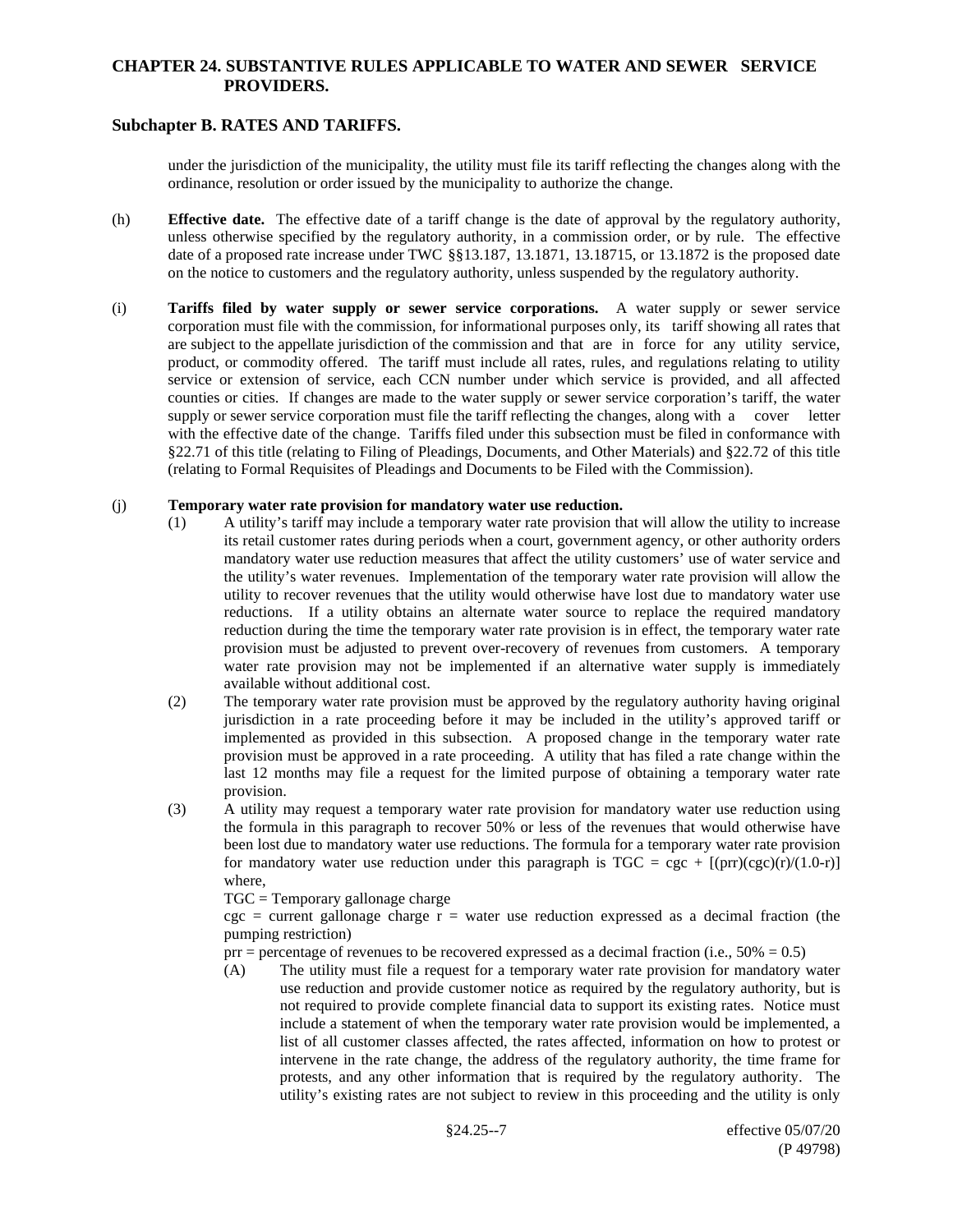under the jurisdiction of the municipality, the utility must file its tariff reflecting the changes along with the ordinance, resolution or order issued by the municipality to authorize the change.

(h) **Effective date.** The effective date of a tariff change is the date of approval by the regulatory authority, unless otherwise specified by the regulatory authority, in a commission order, or by rule. The effective date of a proposed rate increase under TWC §§13.187, 13.1871, 13.18715, or 13.1872 is the proposed date on the notice to customers and the regulatory authority, unless suspended by the regulatory authority.

(i) **Tariffs filed by water supply or sewer service corporations.** A water supply or sewer service corporation must file with the commission, for informational purposes only, its tariff showing all rates that are subject to the appellate jurisdiction of the commission and that are in force for any utility service, product, or commodity offered. The tariff must include all rates, rules, and regulations relating to utility service or extension of service, each CCN number under which service is provided, and all affected counties or cities. If changes are made to the water supply or sewer service corporation's tariff, the water supply or sewer service corporation must file the tariff reflecting the changes, along with a cover letter with the effective date of the change. Tariffs filed under this subsection must be filed in conformance with §22.71 of this title (relating to Filing of Pleadings, Documents, and Other Materials) and §22.72 of this title (relating to Formal Requisites of Pleadings and Documents to be Filed with the Commission).

(j) **Temporary water rate provision for mandatory water use reduction.**

(1) A utility's tariff may include a temporary water rate provision that will allow the utility to increase its retail customer rates during periods when a court, government agency, or other authority orders mandatory water use reduction measures that affect the utility customers' use of water service and the utility's water revenues. Implementation of the temporary water rate provision will allow the utility to recover revenues that the utility would otherwise have lost due to mandatory water use reductions. If a utility obtains an alternate water source to replace the required mandatory reduction during the time the temporary water rate provision is in effect, the temporary water rate provision must be adjusted to prevent over-recovery of revenues from customers. A temporary water rate provision may not be implemented if an alternative water supply is immediately available without additional cost.

(2) The temporary water rate provision must be approved by the regulatory authority having original jurisdiction in a rate proceeding before it may be included in the utility's approved tariff or implemented as provided in this subsection. A proposed change in the temporary water rate provision must be approved in a rate proceeding. A utility that has filed a rate change within the last 12 months may file a request for the limited purpose of obtaining a temporary water rate provision.

(3) A utility may request a temporary water rate provision for mandatory water use reduction using the formula in this paragraph to recover 50% or less of the revenues that would otherwise have been lost due to mandatory water use reductions. The formula for a temporary water rate provision for mandatory water use reduction under this paragraph is $TGC = cgc + [(prr)(cgc)(r)/(1.0\text{-}r)]$ where,

TGC = Temporary gallonage charge

cgc = current gallonage charge r = water use reduction expressed as a decimal fraction (the pumping restriction)

prr = percentage of revenues to be recovered expressed as a decimal fraction (i.e., 50% = 0.5)

(A) The utility must file a request for a temporary water rate provision for mandatory water use reduction and provide customer notice as required by the regulatory authority, but is not required to provide complete financial data to support its existing rates. Notice must include a statement of when the temporary water rate provision would be implemented, a list of all customer classes affected, the rates affected, information on how to protest or intervene in the rate change, the address of the regulatory authority, the time frame for protests, and any other information that is required by the regulatory authority. The utility's existing rates are not subject to review in this proceeding and the utility is only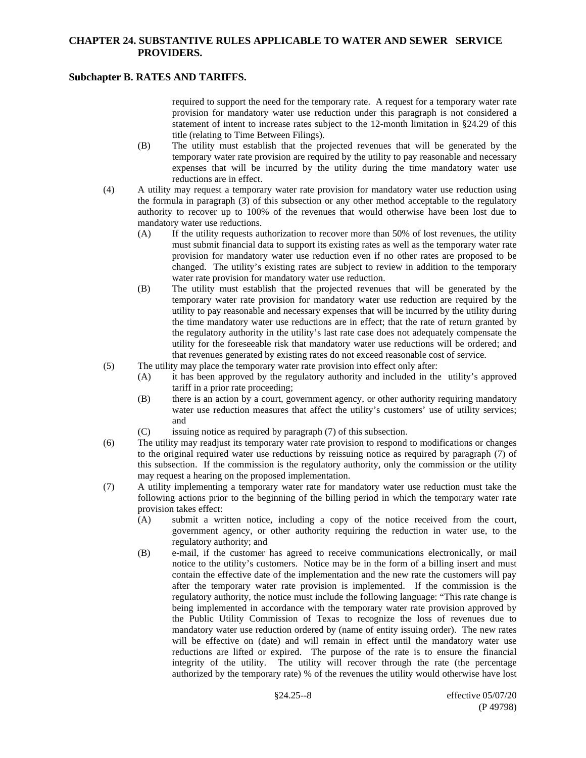required to support the need for the temporary rate. A request for a temporary water rate provision for mandatory water use reduction under this paragraph is not considered a statement of intent to increase rates subject to the 12-month limitation in §24.29 of this title (relating to Time Between Filings).

(B) The utility must establish that the projected revenues that will be generated by the temporary water rate provision are required by the utility to pay reasonable and necessary expenses that will be incurred by the utility during the time mandatory water use reductions are in effect.

(4) A utility may request a temporary water rate provision for mandatory water use reduction using the formula in paragraph (3) of this subsection or any other method acceptable to the regulatory authority to recover up to 100% of the revenues that would otherwise have been lost due to mandatory water use reductions.

(A) If the utility requests authorization to recover more than 50% of lost revenues, the utility must submit financial data to support its existing rates as well as the temporary water rate provision for mandatory water use reduction even if no other rates are proposed to be changed. The utility's existing rates are subject to review in addition to the temporary water rate provision for mandatory water use reduction.

(B) The utility must establish that the projected revenues that will be generated by the temporary water rate provision for mandatory water use reduction are required by the utility to pay reasonable and necessary expenses that will be incurred by the utility during the time mandatory water use reductions are in effect; that the rate of return granted by the regulatory authority in the utility's last rate case does not adequately compensate the utility for the foreseeable risk that mandatory water use reductions will be ordered; and that revenues generated by existing rates do not exceed reasonable cost of service.

(5) The utility may place the temporary water rate provision into effect only after:

(A) it has been approved by the regulatory authority and included in the utility's approved tariff in a prior rate proceeding;

(B) there is an action by a court, government agency, or other authority requiring mandatory water use reduction measures that affect the utility's customers' use of utility services; and

(C) issuing notice as required by paragraph (7) of this subsection.

(6) The utility may readjust its temporary water rate provision to respond to modifications or changes to the original required water use reductions by reissuing notice as required by paragraph (7) of this subsection. If the commission is the regulatory authority, only the commission or the utility may request a hearing on the proposed implementation.

(7) A utility implementing a temporary water rate for mandatory water use reduction must take the following actions prior to the beginning of the billing period in which the temporary water rate provision takes effect:

(A) submit a written notice, including a copy of the notice received from the court, government agency, or other authority requiring the reduction in water use, to the regulatory authority; and

(B) e-mail, if the customer has agreed to receive communications electronically, or mail notice to the utility's customers. Notice may be in the form of a billing insert and must contain the effective date of the implementation and the new rate the customers will pay after the temporary water rate provision is implemented. If the commission is the regulatory authority, the notice must include the following language: "This rate change is being implemented in accordance with the temporary water rate provision approved by the Public Utility Commission of Texas to recognize the loss of revenues due to mandatory water use reduction ordered by (name of entity issuing order). The new rates will be effective on (date) and will remain in effect until the mandatory water use reductions are lifted or expired. The purpose of the rate is to ensure the financial integrity of the utility. The utility will recover through the rate (the percentage authorized by the temporary rate) % of the revenues the utility would otherwise have lost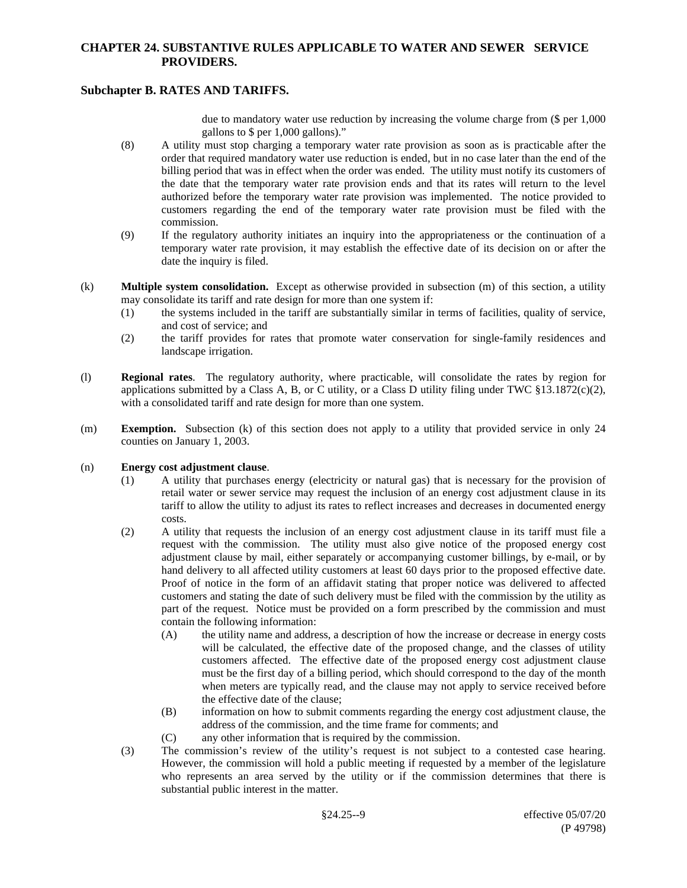due to mandatory water use reduction by increasing the volume charge from ($ per 1,000 gallons to $ per 1,000 gallons)."

(8) A utility must stop charging a temporary water rate provision as soon as is practicable after the order that required mandatory water use reduction is ended, but in no case later than the end of the billing period that was in effect when the order was ended. The utility must notify its customers of the date that the temporary water rate provision ends and that its rates will return to the level authorized before the temporary water rate provision was implemented. The notice provided to customers regarding the end of the temporary water rate provision must be filed with the commission.

(9) If the regulatory authority initiates an inquiry into the appropriateness or the continuation of a temporary water rate provision, it may establish the effective date of its decision on or after the date the inquiry is filed.

(k) **Multiple system consolidation.** Except as otherwise provided in subsection (m) of this section, a utility may consolidate its tariff and rate design for more than one system if:

(1) the systems included in the tariff are substantially similar in terms of facilities, quality of service, and cost of service; and

(2) the tariff provides for rates that promote water conservation for single-family residences and landscape irrigation.

(l) **Regional rates**. The regulatory authority, where practicable, will consolidate the rates by region for applications submitted by a Class A, B, or C utility, or a Class D utility filing under TWC §13.1872(c)(2), with a consolidated tariff and rate design for more than one system.

(m) **Exemption.** Subsection (k) of this section does not apply to a utility that provided service in only 24 counties on January 1, 2003.

(n) **Energy cost adjustment clause**.

(1) A utility that purchases energy (electricity or natural gas) that is necessary for the provision of retail water or sewer service may request the inclusion of an energy cost adjustment clause in its tariff to allow the utility to adjust its rates to reflect increases and decreases in documented energy costs.

(2) A utility that requests the inclusion of an energy cost adjustment clause in its tariff must file a request with the commission. The utility must also give notice of the proposed energy cost adjustment clause by mail, either separately or accompanying customer billings, by e-mail, or by hand delivery to all affected utility customers at least 60 days prior to the proposed effective date. Proof of notice in the form of an affidavit stating that proper notice was delivered to affected customers and stating the date of such delivery must be filed with the commission by the utility as part of the request. Notice must be provided on a form prescribed by the commission and must contain the following information:

(A) the utility name and address, a description of how the increase or decrease in energy costs will be calculated, the effective date of the proposed change, and the classes of utility customers affected. The effective date of the proposed energy cost adjustment clause must be the first day of a billing period, which should correspond to the day of the month when meters are typically read, and the clause may not apply to service received before the effective date of the clause;

(B) information on how to submit comments regarding the energy cost adjustment clause, the address of the commission, and the time frame for comments; and

(C) any other information that is required by the commission.

(3) The commission's review of the utility's request is not subject to a contested case hearing. However, the commission will hold a public meeting if requested by a member of the legislature who represents an area served by the utility or if the commission determines that there is substantial public interest in the matter.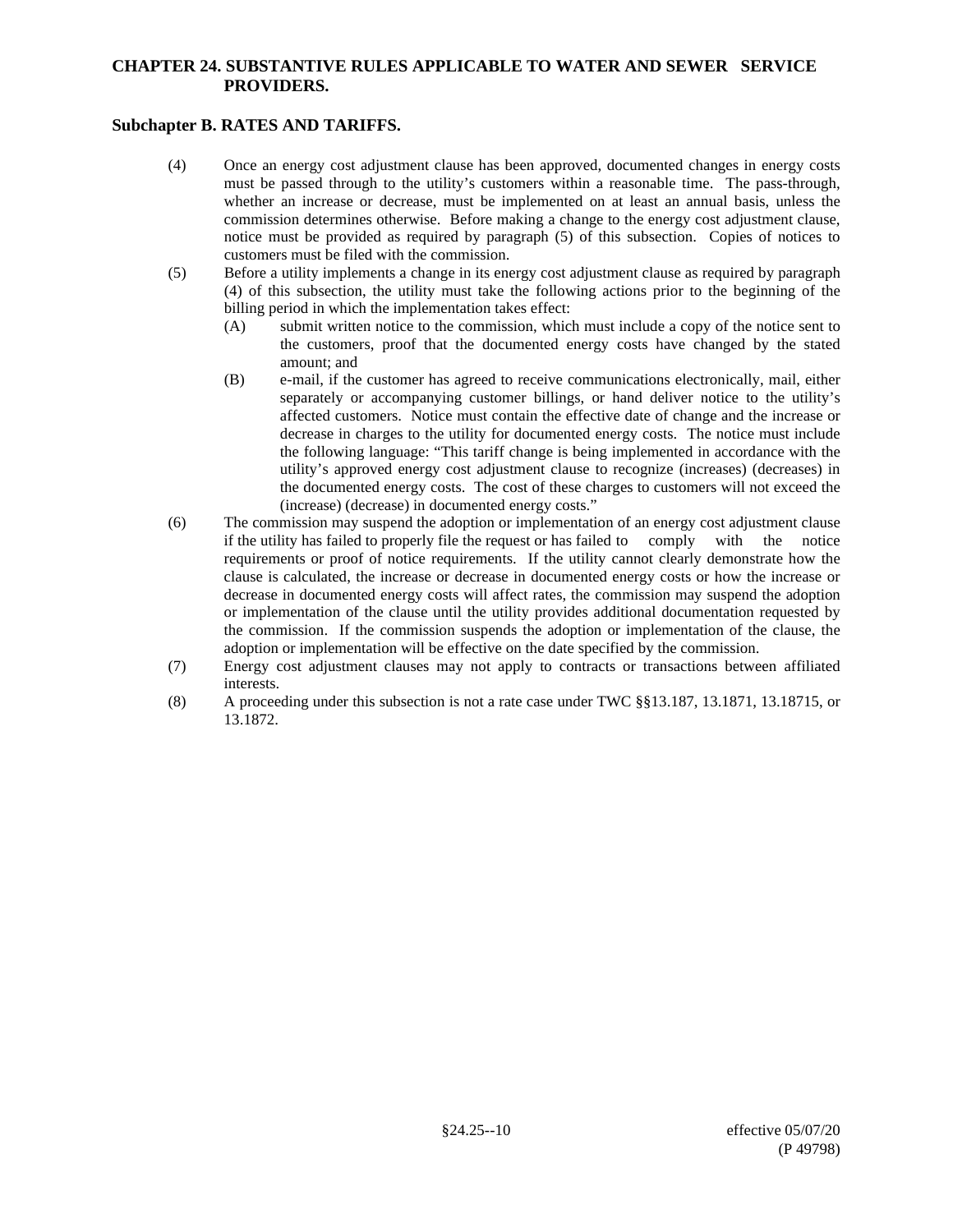(4) Once an energy cost adjustment clause has been approved, documented changes in energy costs must be passed through to the utility's customers within a reasonable time. The pass-through, whether an increase or decrease, must be implemented on at least an annual basis, unless the commission determines otherwise. Before making a change to the energy cost adjustment clause, notice must be provided as required by paragraph (5) of this subsection. Copies of notices to customers must be filed with the commission.

(5) Before a utility implements a change in its energy cost adjustment clause as required by paragraph (4) of this subsection, the utility must take the following actions prior to the beginning of the billing period in which the implementation takes effect:

  (A) submit written notice to the commission, which must include a copy of the notice sent to the customers, proof that the documented energy costs have changed by the stated amount; and

  (B) e-mail, if the customer has agreed to receive communications electronically, mail, either separately or accompanying customer billings, or hand deliver notice to the utility's affected customers. Notice must contain the effective date of change and the increase or decrease in charges to the utility for documented energy costs. The notice must include the following language: "This tariff change is being implemented in accordance with the utility's approved energy cost adjustment clause to recognize (increases) (decreases) in the documented energy costs. The cost of these charges to customers will not exceed the (increase) (decrease) in documented energy costs."

(6) The commission may suspend the adoption or implementation of an energy cost adjustment clause if the utility has failed to properly file the request or has failed to comply with the notice requirements or proof of notice requirements. If the utility cannot clearly demonstrate how the clause is calculated, the increase or decrease in documented energy costs or how the increase or decrease in documented energy costs will affect rates, the commission may suspend the adoption or implementation of the clause until the utility provides additional documentation requested by the commission. If the commission suspends the adoption or implementation of the clause, the adoption or implementation will be effective on the date specified by the commission.

(7) Energy cost adjustment clauses may not apply to contracts or transactions between affiliated interests.

(8) A proceeding under this subsection is not a rate case under TWC §§13.187, 13.1871, 13.18715, or 13.1872.